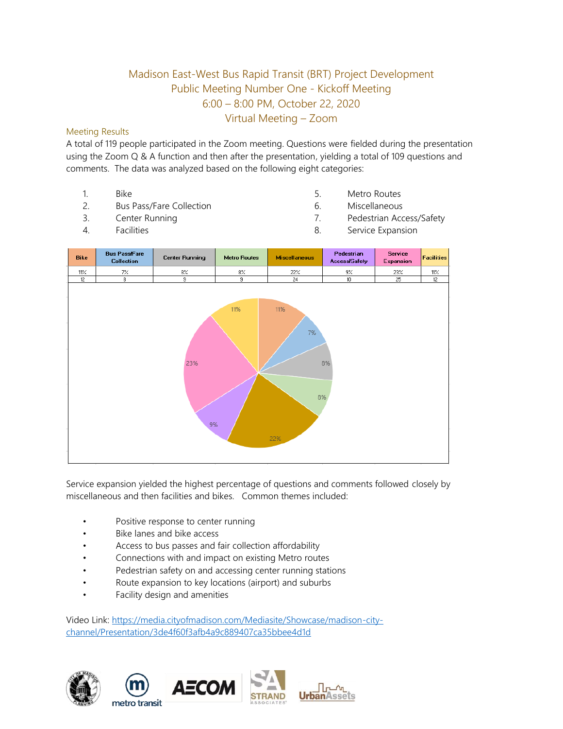# Madison East-West Bus Rapid Transit (BRT) Project Development
## Public Meeting Number One - Kickoff Meeting
## 6:00 – 8:00 PM, October 22, 2020
## Virtual Meeting – Zoom

### Meeting Results

A total of 119 people participated in the Zoom meeting. Questions were fielded during the presentation using the Zoom Q & A function and then after the presentation, yielding a total of 109 questions and comments. The data was analyzed based on the following eight categories:

1. Bike
2. Bus Pass/Fare Collection
3. Center Running
4. Facilities
5. Metro Routes
6. Miscellaneous
7. Pedestrian Access/Safety
8. Service Expansion

| Bike | Bus Pass/Fare Collection | Center Running | Metro Routes | Miscellaneous | Pedestrian Access/Safety | Service Expansion | Facilities |
|---|---|---|---|---|---|---|---|
| 11% | 7% | 8% | 8% | 22% | 9% | 23% | 11% |
| 12 | 8 | 9 | 9 | 24 | 10 | 25 | 12 |

Service expansion yielded the highest percentage of questions and comments followed closely by miscellaneous and then facilities and bikes. Common themes included:

- Positive response to center running
- Bike lanes and bike access
- Access to bus passes and fair collection affordability
- Connections with and impact on existing Metro routes
- Pedestrian safety on and accessing center running stations
- Route expansion to key locations (airport) and suburbs
- Facility design and amenities

Video Link: https://media.cityofmadison.com/Mediasite/Showcase/madison-city-channel/Presentation/3de4f60f3afb4a9c889407ca35bbee4d1d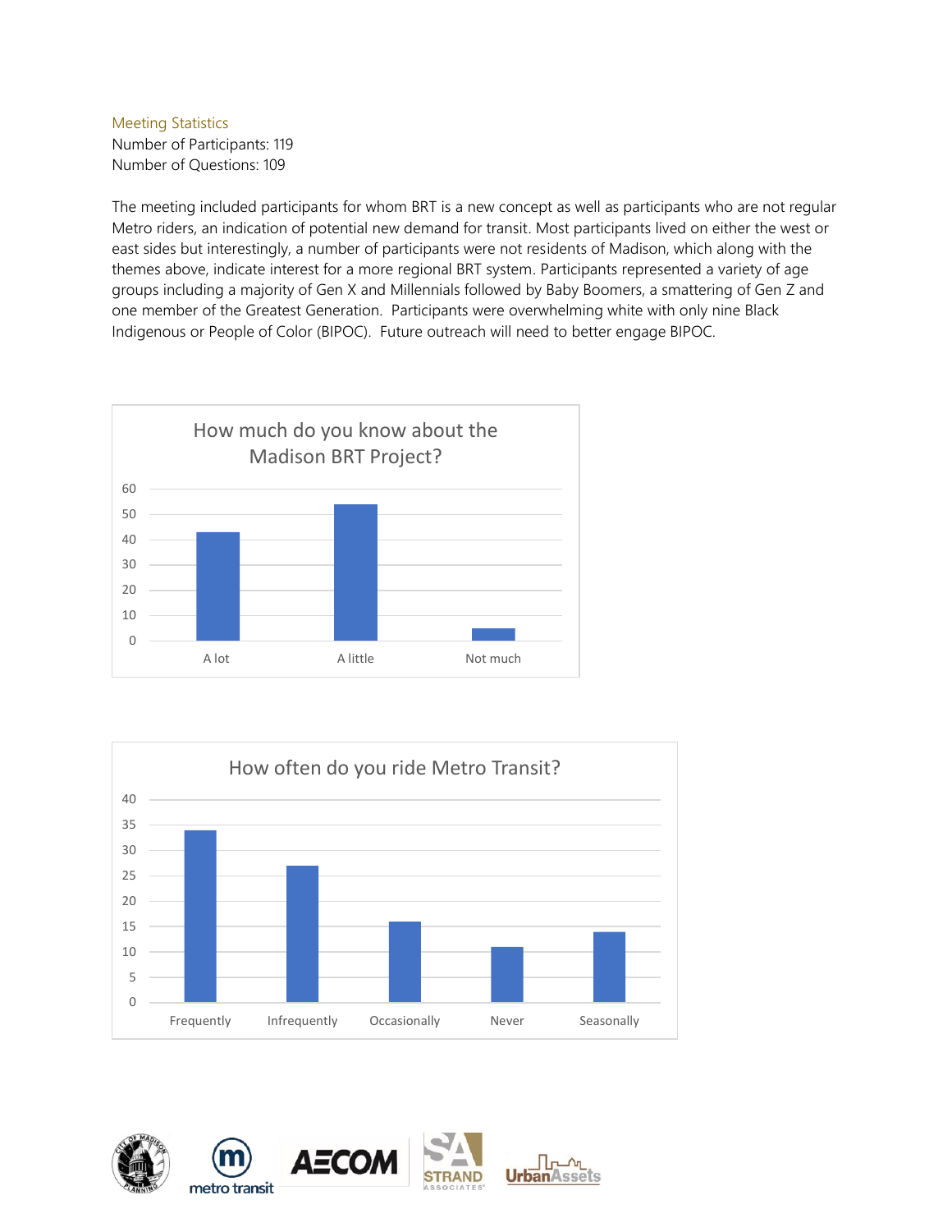## Meeting Statistics

Number of Participants: 119
Number of Questions: 109

The meeting included participants for whom BRT is a new concept as well as participants who are not regular Metro riders, an indication of potential new demand for transit. Most participants lived on either the west or east sides but interestingly, a number of participants were not residents of Madison, which along with the themes above, indicate interest for a more regional BRT system. Participants represented a variety of age groups including a majority of Gen X and Millennials followed by Baby Boomers, a smattering of Gen Z and one member of the Greatest Generation. Participants were overwhelming white with only nine Black Indigenous or People of Color (BIPOC). Future outreach will need to better engage BIPOC.

**How much do you know about the Madison BRT Project?**

| Response | Count (approx.) |
|---|---|
| A lot | 43 |
| A little | 54 |
| Not much | 5 |

**How often do you ride Metro Transit?**

| Response | Count (approx.) |
|---|---|
| Frequently | 34 |
| Infrequently | 27 |
| Occasionally | 16 |
| Never | 11 |
| Seasonally | 14 |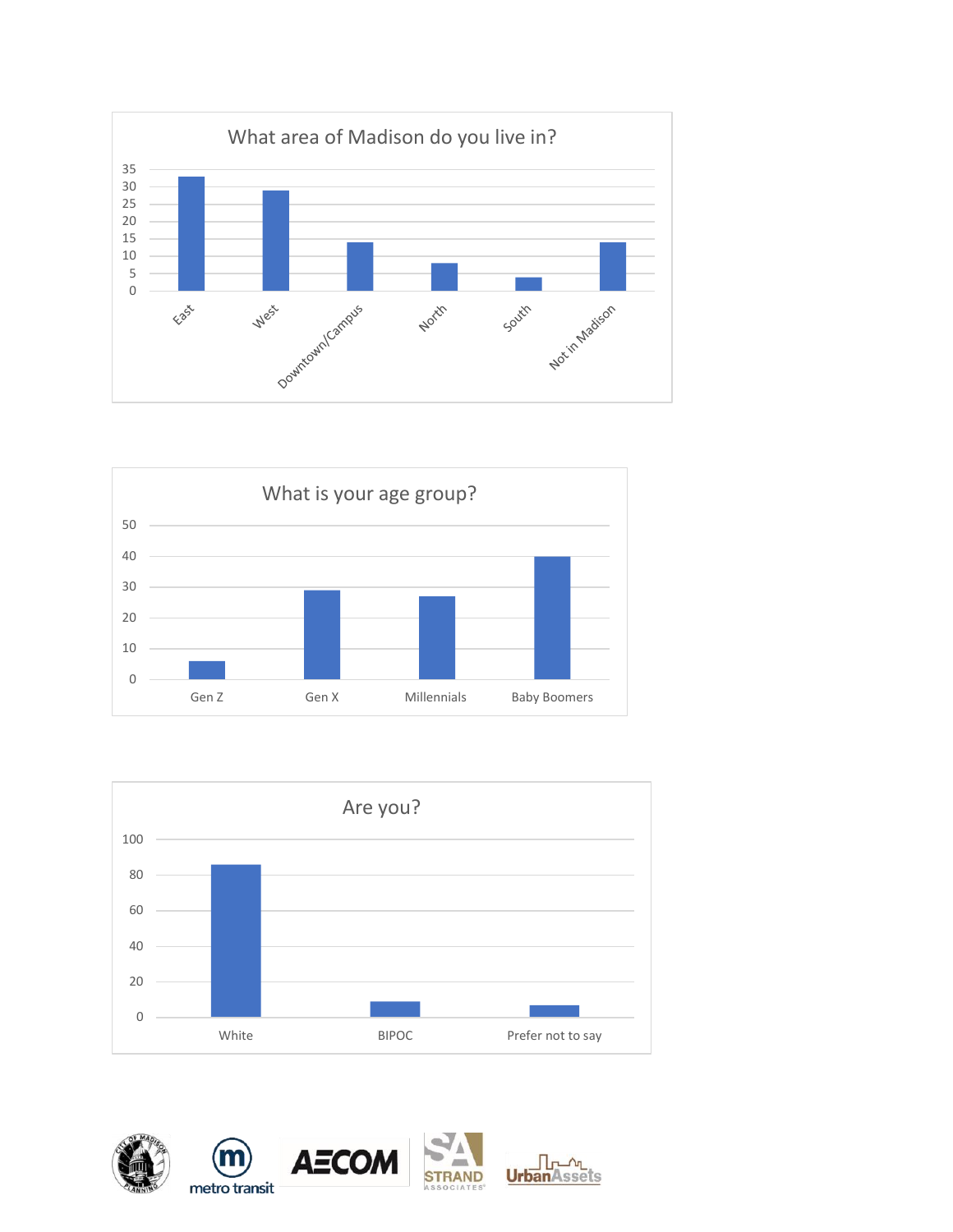What area of Madison do you live in?

35
30
25
20
15
10
5
0

East
West
Downtown/Campus
North
South
Not in Madison

What is your age group?

50
40
30
20
10
0

Gen Z
Gen X
Millennials
Baby Boomers

Are you?

100
80
60
40
20
0

White
BIPOC
Prefer not to say

metro transit

AECOM

STRAND ASSOCIATES

UrbanAssets